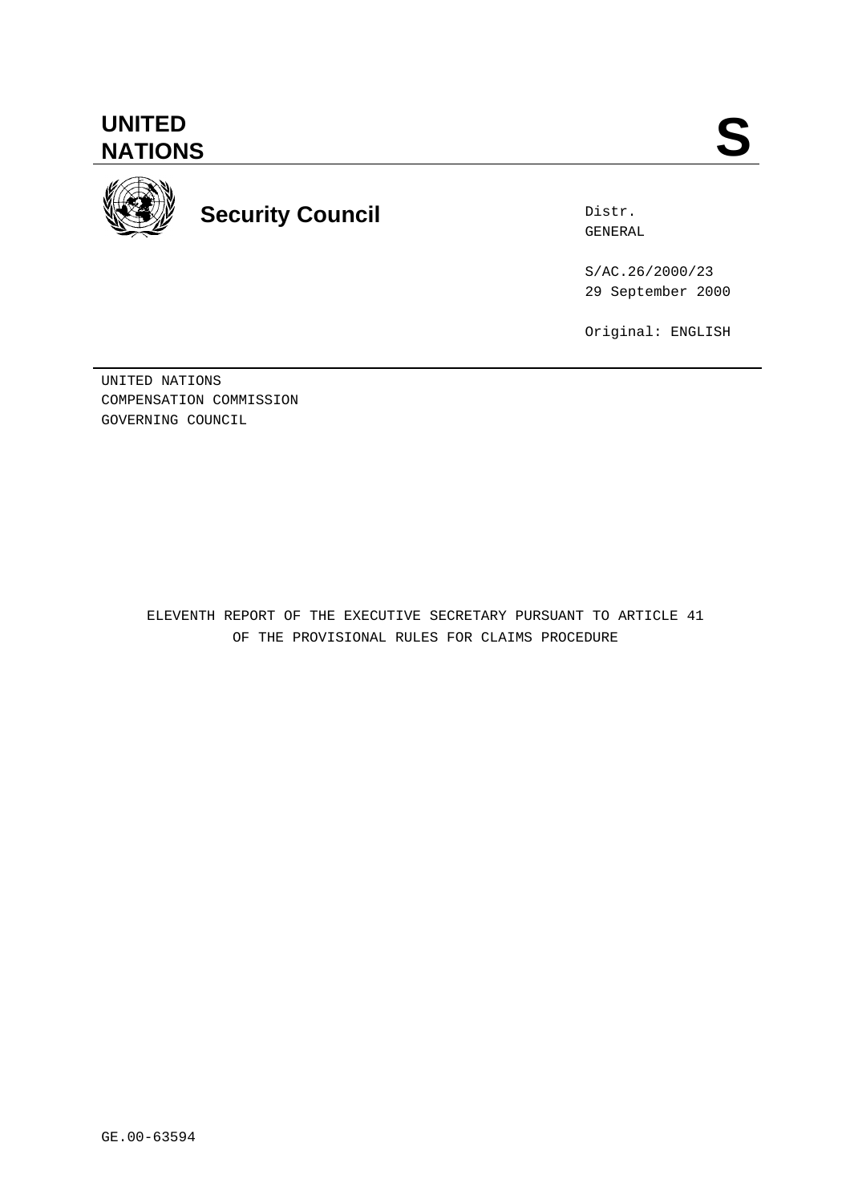# UNITED NATIONS

# S

## Security Council

Distr.
GENERAL

S/AC.26/2000/23
29 September 2000

Original: ENGLISH

UNITED NATIONS
COMPENSATION COMMISSION
GOVERNING COUNCIL

ELEVENTH REPORT OF THE EXECUTIVE SECRETARY PURSUANT TO ARTICLE 41
OF THE PROVISIONAL RULES FOR CLAIMS PROCEDURE

GE.00-63594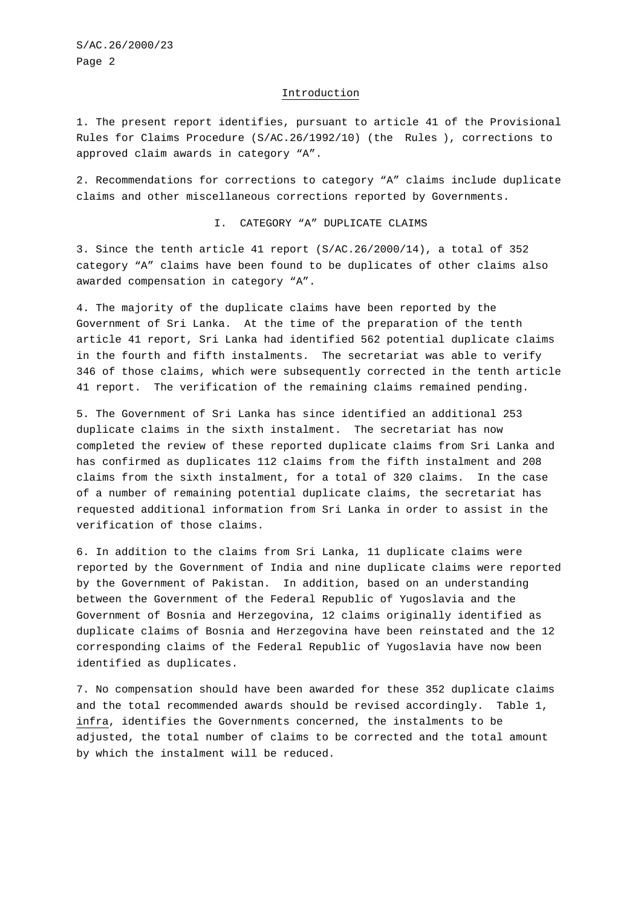## Introduction

1. The present report identifies, pursuant to article 41 of the Provisional Rules for Claims Procedure (S/AC.26/1992/10) (the Rules ), corrections to approved claim awards in category “A”.

2. Recommendations for corrections to category “A” claims include duplicate claims and other miscellaneous corrections reported by Governments.

## I. CATEGORY “A” DUPLICATE CLAIMS

3. Since the tenth article 41 report (S/AC.26/2000/14), a total of 352 category “A” claims have been found to be duplicates of other claims also awarded compensation in category “A”.

4. The majority of the duplicate claims have been reported by the Government of Sri Lanka. At the time of the preparation of the tenth article 41 report, Sri Lanka had identified 562 potential duplicate claims in the fourth and fifth instalments. The secretariat was able to verify 346 of those claims, which were subsequently corrected in the tenth article 41 report. The verification of the remaining claims remained pending.

5. The Government of Sri Lanka has since identified an additional 253 duplicate claims in the sixth instalment. The secretariat has now completed the review of these reported duplicate claims from Sri Lanka and has confirmed as duplicates 112 claims from the fifth instalment and 208 claims from the sixth instalment, for a total of 320 claims. In the case of a number of remaining potential duplicate claims, the secretariat has requested additional information from Sri Lanka in order to assist in the verification of those claims.

6. In addition to the claims from Sri Lanka, 11 duplicate claims were reported by the Government of India and nine duplicate claims were reported by the Government of Pakistan. In addition, based on an understanding between the Government of the Federal Republic of Yugoslavia and the Government of Bosnia and Herzegovina, 12 claims originally identified as duplicate claims of Bosnia and Herzegovina have been reinstated and the 12 corresponding claims of the Federal Republic of Yugoslavia have now been identified as duplicates.

7. No compensation should have been awarded for these 352 duplicate claims and the total recommended awards should be revised accordingly. Table 1, *infra*, identifies the Governments concerned, the instalments to be adjusted, the total number of claims to be corrected and the total amount by which the instalment will be reduced.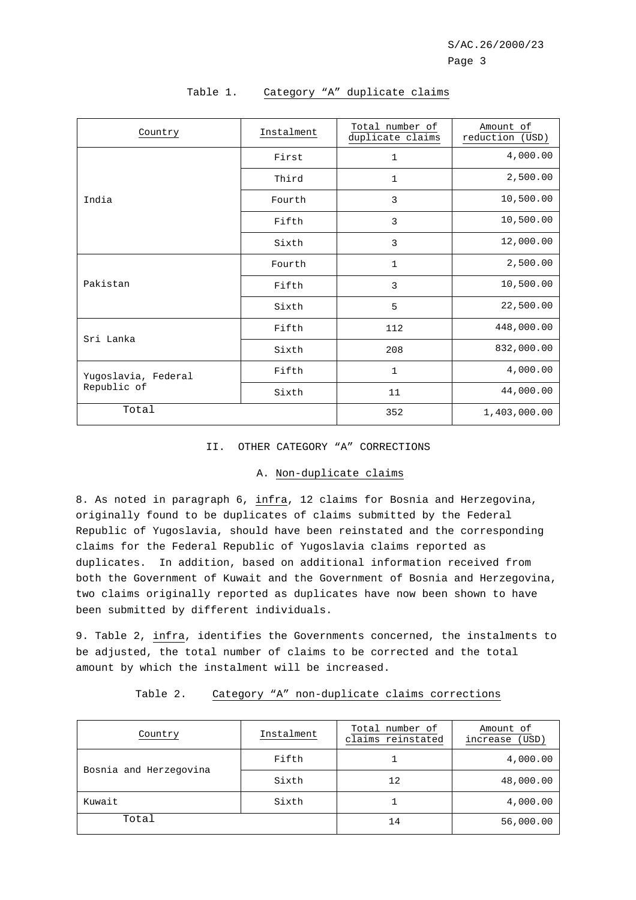Table 1. Category “A” duplicate claims

| Country | Instalment | Total number of duplicate claims | Amount of reduction (USD) |
|---|---|---|---|
| India | First | 1 | 4,000.00 |
| | Third | 1 | 2,500.00 |
| | Fourth | 3 | 10,500.00 |
| | Fifth | 3 | 10,500.00 |
| | Sixth | 3 | 12,000.00 |
| Pakistan | Fourth | 1 | 2,500.00 |
| | Fifth | 3 | 10,500.00 |
| | Sixth | 5 | 22,500.00 |
| Sri Lanka | Fifth | 112 | 448,000.00 |
| | Sixth | 208 | 832,000.00 |
| Yugoslavia, Federal Republic of | Fifth | 1 | 4,000.00 |
| | Sixth | 11 | 44,000.00 |
| Total | | 352 | 1,403,000.00 |

## II. OTHER CATEGORY “A” CORRECTIONS

### A. Non-duplicate claims

8. As noted in paragraph 6, *infra*, 12 claims for Bosnia and Herzegovina, originally found to be duplicates of claims submitted by the Federal Republic of Yugoslavia, should have been reinstated and the corresponding claims for the Federal Republic of Yugoslavia claims reported as duplicates. In addition, based on additional information received from both the Government of Kuwait and the Government of Bosnia and Herzegovina, two claims originally reported as duplicates have now been shown to have been submitted by different individuals.

9. Table 2, *infra*, identifies the Governments concerned, the instalments to be adjusted, the total number of claims to be corrected and the total amount by which the instalment will be increased.

Table 2. Category “A” non-duplicate claims corrections

| Country | Instalment | Total number of claims reinstated | Amount of increase (USD) |
|---|---|---|---|
| Bosnia and Herzegovina | Fifth | 1 | 4,000.00 |
| | Sixth | 12 | 48,000.00 |
| Kuwait | Sixth | 1 | 4,000.00 |
| Total | | 14 | 56,000.00 |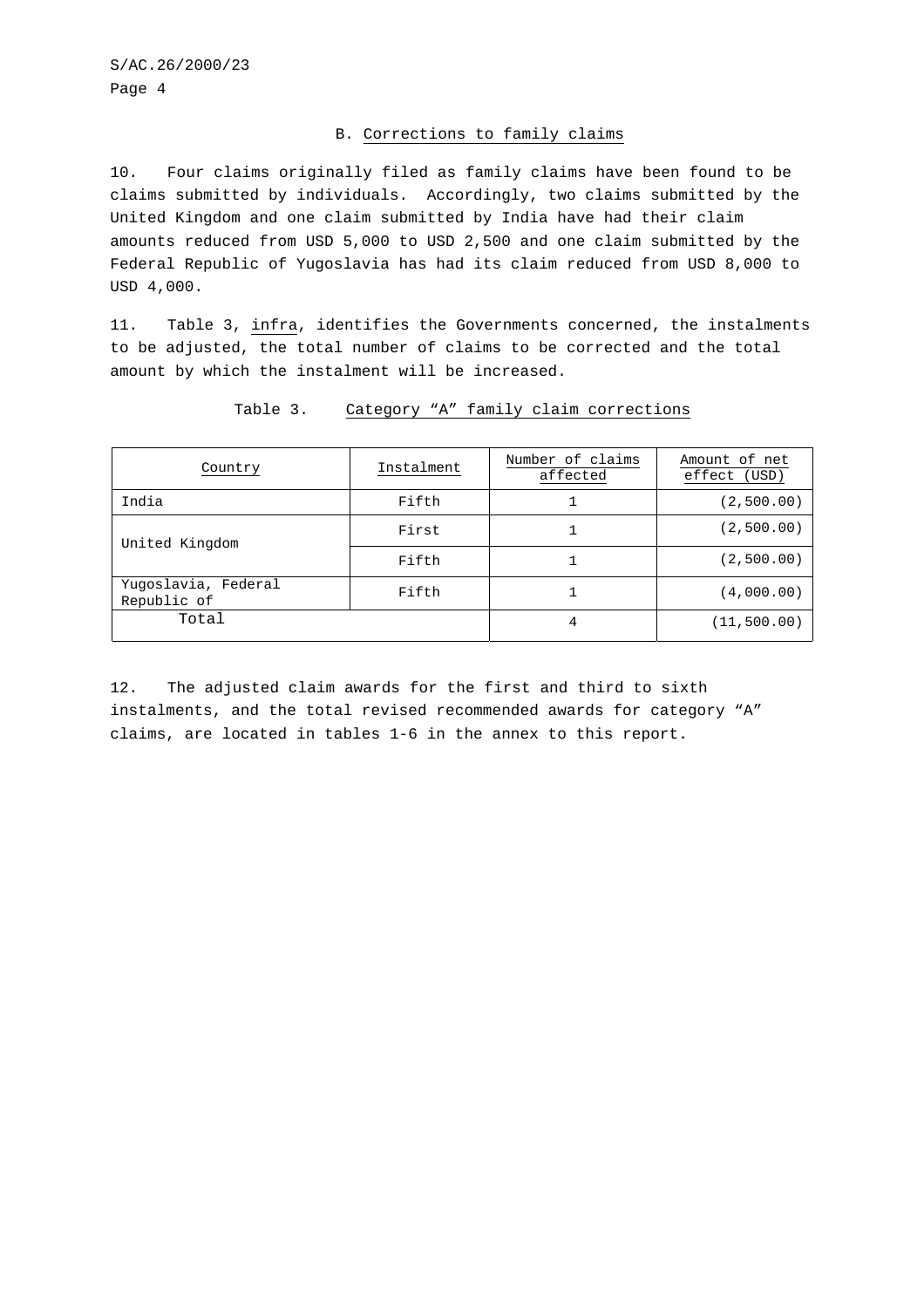### B. Corrections to family claims

10. Four claims originally filed as family claims have been found to be claims submitted by individuals. Accordingly, two claims submitted by the United Kingdom and one claim submitted by India have had their claim amounts reduced from USD 5,000 to USD 2,500 and one claim submitted by the Federal Republic of Yugoslavia has had its claim reduced from USD 8,000 to USD 4,000.

11. Table 3, *infra*, identifies the Governments concerned, the instalments to be adjusted, the total number of claims to be corrected and the total amount by which the instalment will be increased.

Table 3. Category “A” family claim corrections

| Country | Instalment | Number of claims affected | Amount of net effect (USD) |
|---|---|---|---|
| India | Fifth | 1 | (2,500.00) |
| United Kingdom | First | 1 | (2,500.00) |
| | Fifth | 1 | (2,500.00) |
| Yugoslavia, Federal Republic of | Fifth | 1 | (4,000.00) |
| Total | | 4 | (11,500.00) |

12. The adjusted claim awards for the first and third to sixth instalments, and the total revised recommended awards for category “A” claims, are located in tables 1-6 in the annex to this report.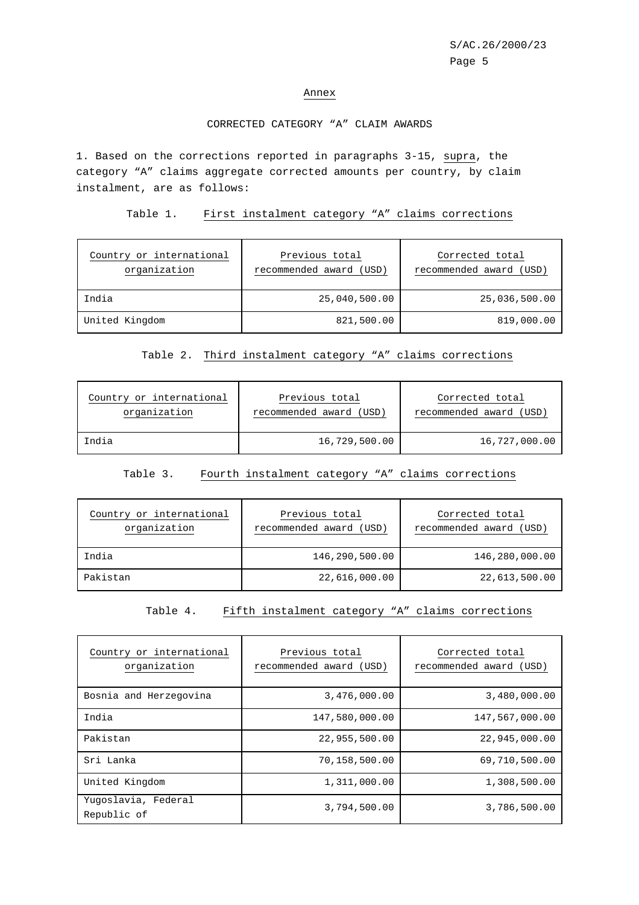## Annex

### CORRECTED CATEGORY “A” CLAIM AWARDS

1. Based on the corrections reported in paragraphs 3-15, _supra_, the category “A” claims aggregate corrected amounts per country, by claim instalment, are as follows:

Table 1. First instalment category “A” claims corrections

| Country or international organization | Previous total recommended award (USD) | Corrected total recommended award (USD) |
|---|---:|---:|
| India | 25,040,500.00 | 25,036,500.00 |
| United Kingdom | 821,500.00 | 819,000.00 |

Table 2. Third instalment category “A” claims corrections

| Country or international organization | Previous total recommended award (USD) | Corrected total recommended award (USD) |
|---|---:|---:|
| India | 16,729,500.00 | 16,727,000.00 |

Table 3. Fourth instalment category “A” claims corrections

| Country or international organization | Previous total recommended award (USD) | Corrected total recommended award (USD) |
|---|---:|---:|
| India | 146,290,500.00 | 146,280,000.00 |
| Pakistan | 22,616,000.00 | 22,613,500.00 |

Table 4. Fifth instalment category “A” claims corrections

| Country or international organization | Previous total recommended award (USD) | Corrected total recommended award (USD) |
|---|---:|---:|
| Bosnia and Herzegovina | 3,476,000.00 | 3,480,000.00 |
| India | 147,580,000.00 | 147,567,000.00 |
| Pakistan | 22,955,500.00 | 22,945,000.00 |
| Sri Lanka | 70,158,500.00 | 69,710,500.00 |
| United Kingdom | 1,311,000.00 | 1,308,500.00 |
| Yugoslavia, Federal Republic of | 3,794,500.00 | 3,786,500.00 |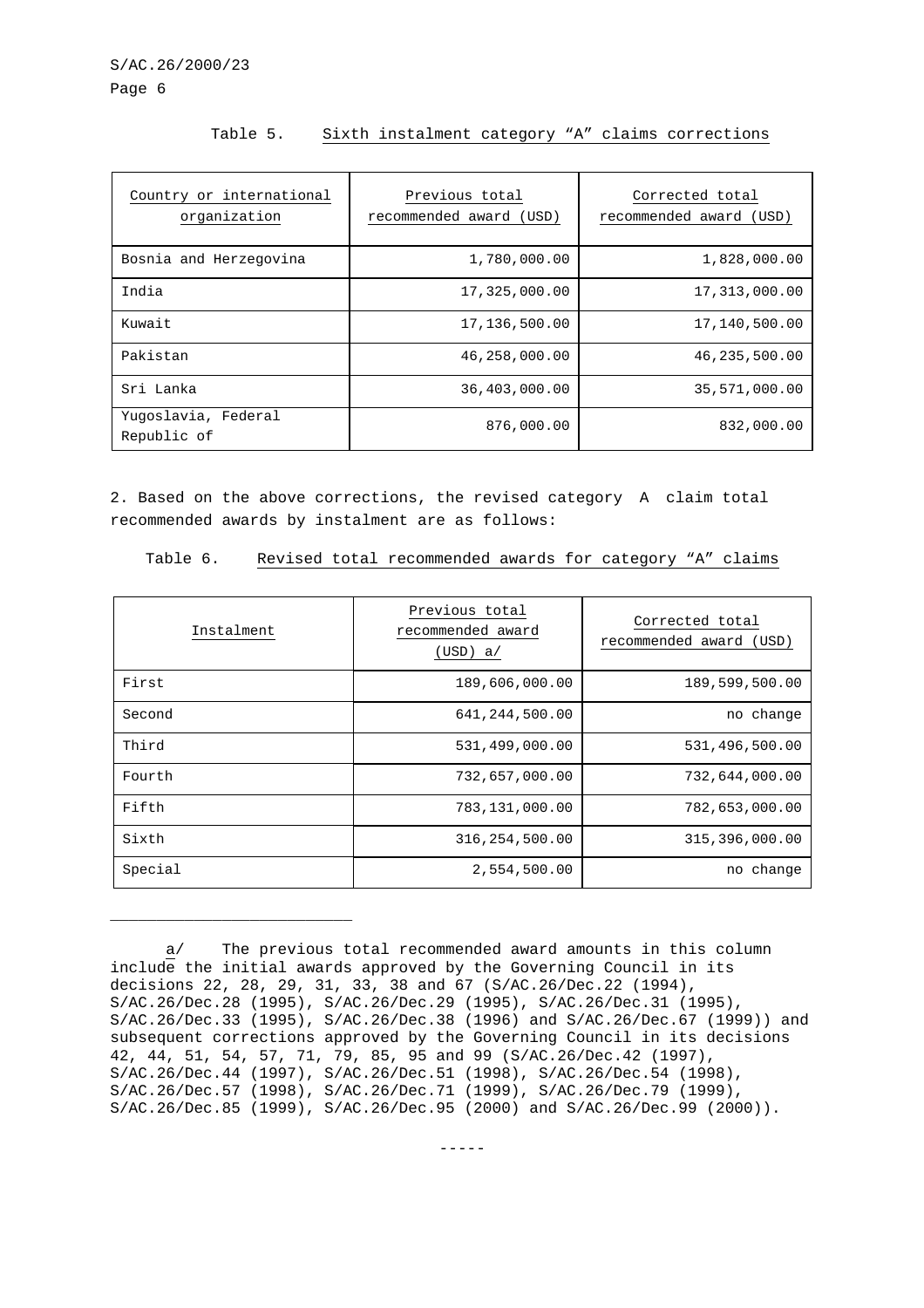Table 5. Sixth instalment category "A" claims corrections

| Country or international organization | Previous total recommended award (USD) | Corrected total recommended award (USD) |
|---|---|---|
| Bosnia and Herzegovina | 1,780,000.00 | 1,828,000.00 |
| India | 17,325,000.00 | 17,313,000.00 |
| Kuwait | 17,136,500.00 | 17,140,500.00 |
| Pakistan | 46,258,000.00 | 46,235,500.00 |
| Sri Lanka | 36,403,000.00 | 35,571,000.00 |
| Yugoslavia, Federal Republic of | 876,000.00 | 832,000.00 |

2. Based on the above corrections, the revised category A claim total recommended awards by instalment are as follows:

Table 6. Revised total recommended awards for category "A" claims

| Instalment | Previous total recommended award (USD) a/ | Corrected total recommended award (USD) |
|---|---|---|
| First | 189,606,000.00 | 189,599,500.00 |
| Second | 641,244,500.00 | no change |
| Third | 531,499,000.00 | 531,496,500.00 |
| Fourth | 732,657,000.00 | 732,644,000.00 |
| Fifth | 783,131,000.00 | 782,653,000.00 |
| Sixth | 316,254,500.00 | 315,396,000.00 |
| Special | 2,554,500.00 | no change |

---

a/ The previous total recommended award amounts in this column include the initial awards approved by the Governing Council in its decisions 22, 28, 29, 31, 33, 38 and 67 (S/AC.26/Dec.22 (1994), S/AC.26/Dec.28 (1995), S/AC.26/Dec.29 (1995), S/AC.26/Dec.31 (1995), S/AC.26/Dec.33 (1995), S/AC.26/Dec.38 (1996) and S/AC.26/Dec.67 (1999)) and subsequent corrections approved by the Governing Council in its decisions 42, 44, 51, 54, 57, 71, 79, 85, 95 and 99 (S/AC.26/Dec.42 (1997), S/AC.26/Dec.44 (1997), S/AC.26/Dec.51 (1998), S/AC.26/Dec.54 (1998), S/AC.26/Dec.57 (1998), S/AC.26/Dec.71 (1999), S/AC.26/Dec.79 (1999), S/AC.26/Dec.85 (1999), S/AC.26/Dec.95 (2000) and S/AC.26/Dec.99 (2000)).

-----